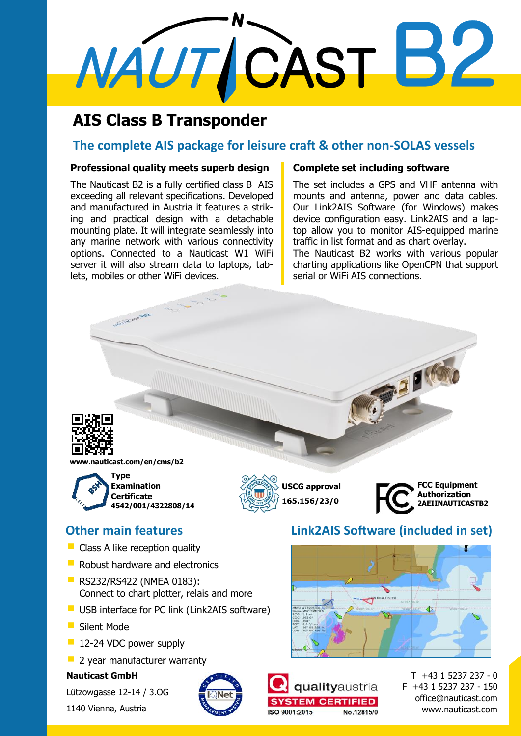# NAUTICAST B2

## AIS Class B Transponder

### The complete AIS package for leisure craft & other non-SOLAS vessels

**Professional quality meets superb design**

The Nauticast B2 is a fully certified class B AIS exceeding all relevant specifications. Developed and manufactured in Austria it features a striking and practical design with a detachable mounting plate. It will integrate seamlessly into any marine network with various connectivity options. Connected to a Nauticast W1 WiFi server it will also stream data to laptops, tablets, mobiles or other WiFi devices.

**Complete set including software**

The set includes a GPS and VHF antenna with mounts and antenna, power and data cables. Our Link2AIS Software (for Windows) makes device configuration easy. Link2AIS and a laptop allow you to monitor AIS-equipped marine traffic in list format and as chart overlay.
The Nauticast B2 works with various popular charting applications like OpenCPN that support serial or WiFi AIS connections.

**www.nauticast.com/en/cms/b2**

**Type Examination Certificate 4542/001/4322808/14**

**USCG approval 165.156/23/0**

**FCC Equipment Authorization 2AEIINAUTICASTB2**

### Other main features

- Class A like reception quality
- Robust hardware and electronics
- RS232/RS422 (NMEA 0183): Connect to chart plotter, relais and more
- USB interface for PC link (Link2AIS software)
- Silent Mode
- 12-24 VDC power supply
- 2 year manufacturer warranty

### Link2AIS Software (included in set)

**Nauticast GmbH**

Lützowgasse 12-14 / 3.OG

1140 Vienna, Austria

qualityaustria SYSTEM CERTIFIED ISO 9001:2015 No.12815/0

T +43 1 5237 237 - 0
F +43 1 5237 237 - 150
office@nauticast.com
www.nauticast.com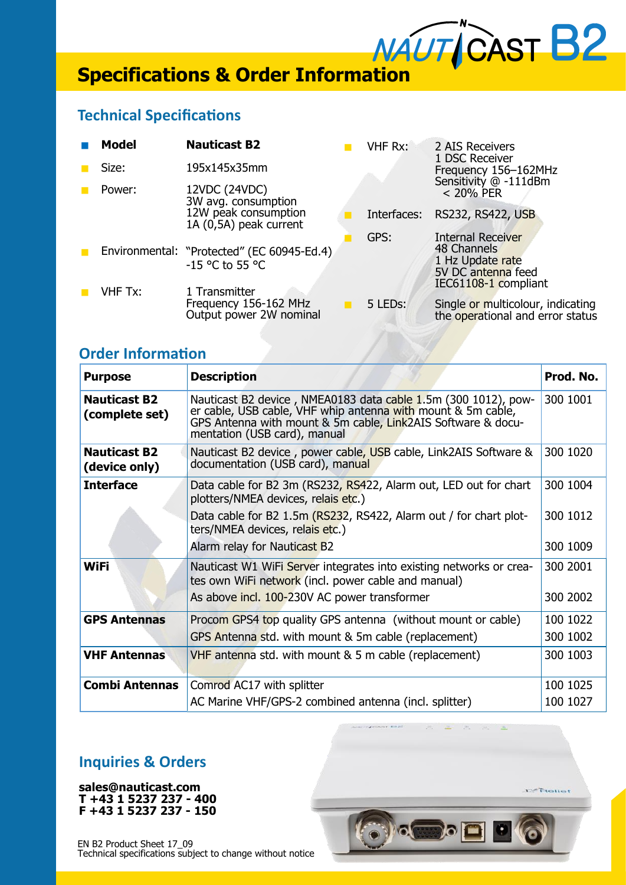# Specifications & Order Information

## Technical Specifications

- **Model** — **Nauticast B2**
- Size: 195x145x35mm
- Power: 12VDC (24VDC)
  3W avg. consumption
  12W peak consumption
  1A (0,5A) peak current
- Environmental: "Protected" (EC 60945-Ed.4)
  -15 °C to 55 °C
- VHF Tx: 1 Transmitter
  Frequency 156-162 MHz
  Output power 2W nominal
- VHF Rx: 2 AIS Receivers
  1 DSC Receiver
  Frequency 156–162MHz
  Sensitivity @ -111dBm
  < 20% PER
- Interfaces: RS232, RS422, USB
- GPS: Internal Receiver
  48 Channels
  1 Hz Update rate
  5V DC antenna feed
  IEC61108-1 compliant
- 5 LEDs: Single or multicolour, indicating the operational and error status

## Order Information

| Purpose | Description | Prod. No. |
|---|---|---|
| **Nauticast B2 (complete set)** | Nauticast B2 device , NMEA0183 data cable 1.5m (300 1012), power cable, USB cable, VHF whip antenna with mount & 5m cable, GPS Antenna with mount & 5m cable, Link2AIS Software & documentation (USB card), manual | 300 1001 |
| **Nauticast B2 (device only)** | Nauticast B2 device , power cable, USB cable, Link2AIS Software & documentation (USB card), manual | 300 1020 |
| **Interface** | Data cable for B2 3m (RS232, RS422, Alarm out, LED out for chart plotters/NMEA devices, relais etc.) | 300 1004 |
| | Data cable for B2 1.5m (RS232, RS422, Alarm out / for chart plotters/NMEA devices, relais etc.) | 300 1012 |
| | Alarm relay for Nauticast B2 | 300 1009 |
| **WiFi** | Nauticast W1 WiFi Server integrates into existing networks or creates own WiFi network (incl. power cable and manual) | 300 2001 |
| | As above incl. 100-230V AC power transformer | 300 2002 |
| **GPS Antennas** | Procom GPS4 top quality GPS antenna (without mount or cable) | 100 1022 |
| | GPS Antenna std. with mount & 5m cable (replacement) | 300 1002 |
| **VHF Antennas** | VHF antenna std. with mount & 5 m cable (replacement) | 300 1003 |
| **Combi Antennas** | Comrod AC17 with splitter | 100 1025 |
| | AC Marine VHF/GPS-2 combined antenna (incl. splitter) | 100 1027 |

## Inquiries & Orders

**sales@nauticast.com**
**T +43 1 5237 237 - 400**
**F +43 1 5237 237 - 150**

EN B2 Product Sheet 17_09
Technical specifications subject to change without notice